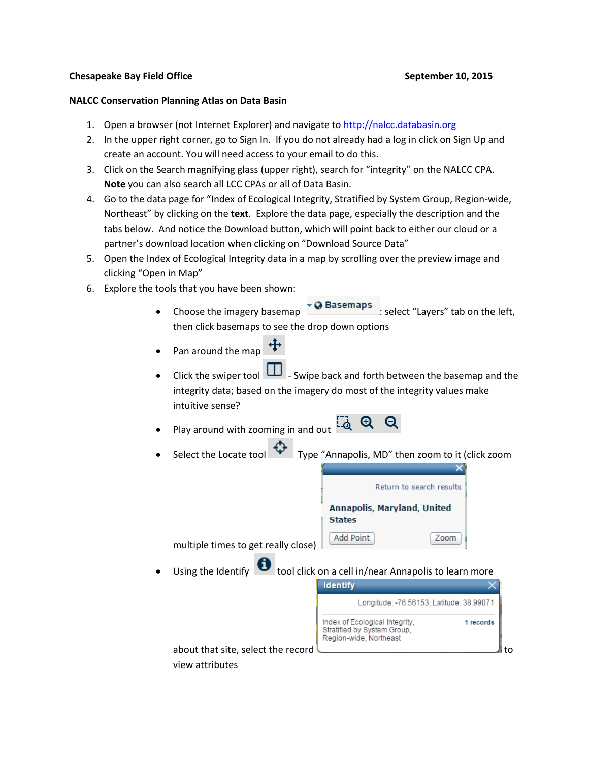**Chesapeake Bay Field Office** **September 10, 2015**

**NALCC Conservation Planning Atlas on Data Basin**

1. Open a browser (not Internet Explorer) and navigate to http://nalcc.databasin.org
2. In the upper right corner, go to Sign In. If you do not already had a log in click on Sign Up and create an account. You will need access to your email to do this.
3. Click on the Search magnifying glass (upper right), search for "integrity" on the NALCC CPA. **Note** you can also search all LCC CPAs or all of Data Basin.
4. Go to the data page for "Index of Ecological Integrity, Stratified by System Group, Region-wide, Northeast" by clicking on the **text**. Explore the data page, especially the description and the tabs below. And notice the Download button, which will point back to either our cloud or a partner's download location when clicking on "Download Source Data"
5. Open the Index of Ecological Integrity data in a map by scrolling over the preview image and clicking "Open in Map"
6. Explore the tools that you have been shown:
   - Choose the imagery basemap **Basemaps**: select "Layers" tab on the left, then click basemaps to see the drop down options
   - Pan around the map
   - Click the swiper tool - Swipe back and forth between the basemap and the integrity data; based on the imagery do most of the integrity values make intuitive sense?
   - Play around with zooming in and out
   - Select the Locate tool Type "Annapolis, MD" then zoom to it (click zoom multiple times to get really close)
     
     Return to search results
     **Annapolis, Maryland, United States**
     Add Point | Zoom
   - Using the Identify tool click on a cell in/near Annapolis to learn more about that site, select the record to view attributes
     
     **Identify**
     Longitude: -76.56153, Latitude: 38.99071
     Index of Ecological Integrity, Stratified by System Group, Region-wide, Northeast — **1 records**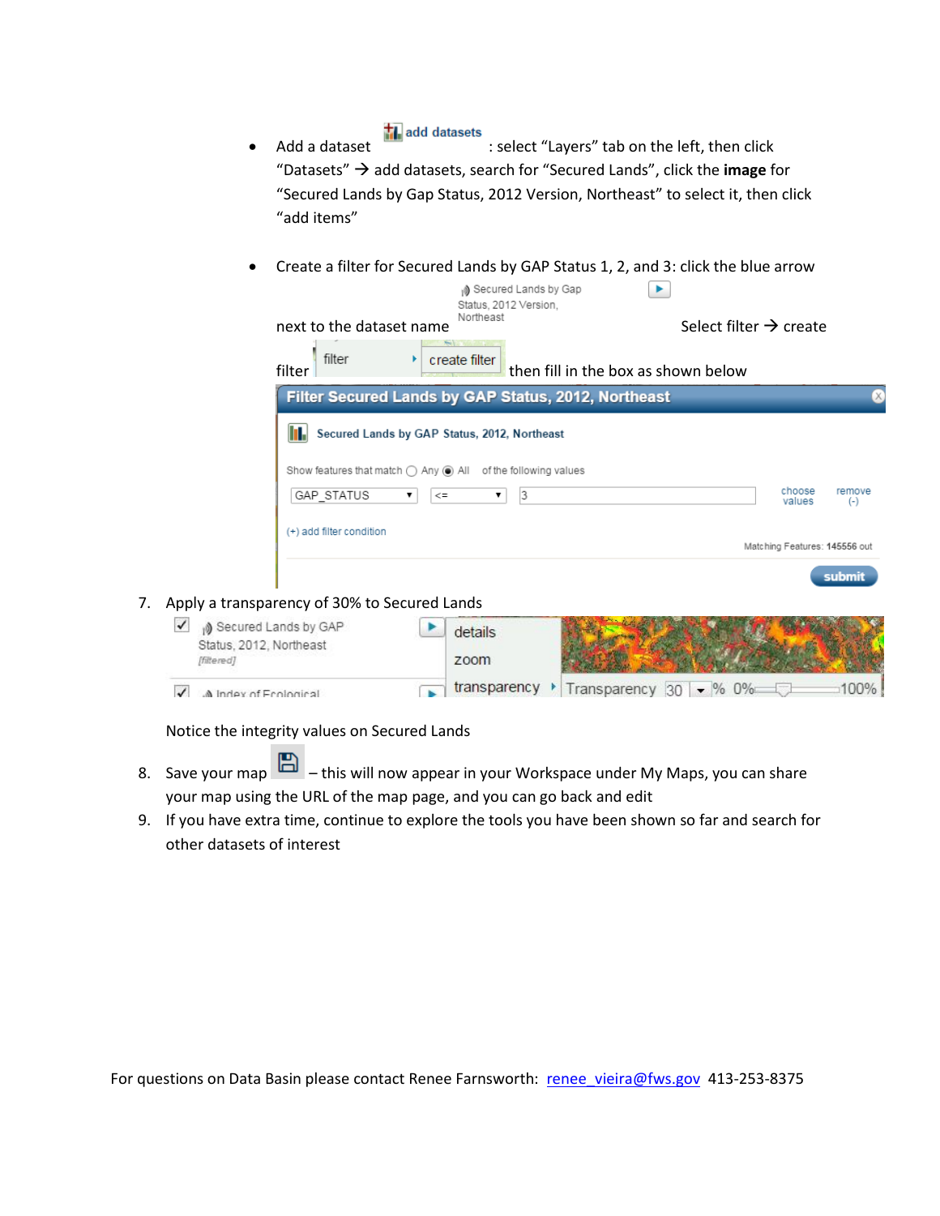- Add a dataset add datasets : select "Layers" tab on the left, then click "Datasets" → add datasets, search for "Secured Lands", click the **image** for "Secured Lands by Gap Status, 2012 Version, Northeast" to select it, then click "add items"

- Create a filter for Secured Lands by GAP Status 1, 2, and 3: click the blue arrow next to the dataset name Secured Lands by Gap Status, 2012 Version, Northeast Select filter → create filter filter create filter then fill in the box as shown below

Filter Secured Lands by GAP Status, 2012, Northeast

Secured Lands by GAP Status, 2012, Northeast

Show features that match Any All of the following values

GAP_STATUS <= 3 choose values remove (-)

(+) add filter condition

Matching Features: 145556 out

submit

7. Apply a transparency of 30% to Secured Lands

   Secured Lands by GAP Status, 2012, Northeast [filtered] details zoom transparency Transparency 30 % 0% 100%

   Index of Ecological

   Notice the integrity values on Secured Lands

8. Save your map – this will now appear in your Workspace under My Maps, you can share your map using the URL of the map page, and you can go back and edit
9. If you have extra time, continue to explore the tools you have been shown so far and search for other datasets of interest

For questions on Data Basin please contact Renee Farnsworth: renee_vieira@fws.gov 413-253-8375